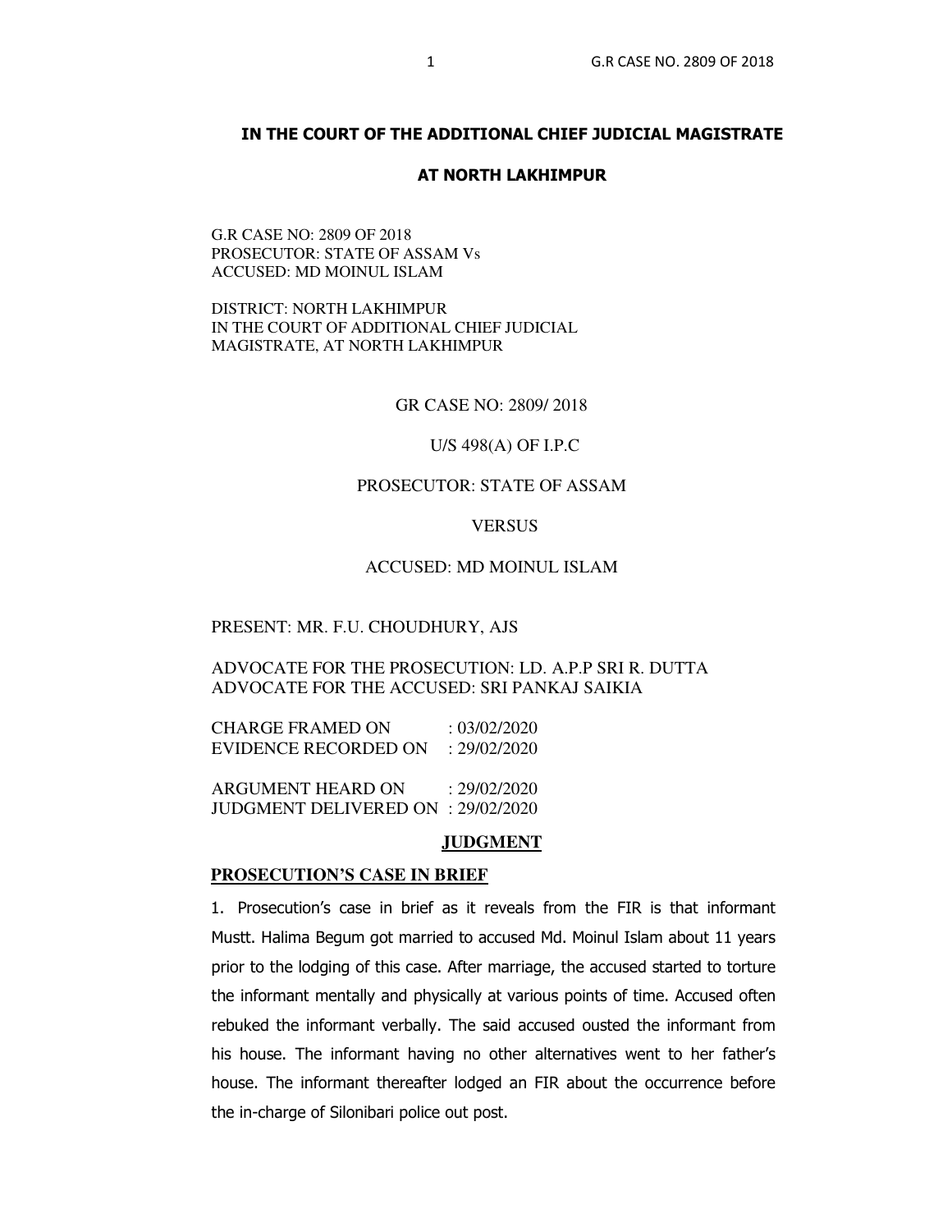## IN THE COURT OF THE ADDITIONAL CHIEF JUDICIAL MAGISTRATE

## AT NORTH LAKHIMPUR

G.R CASE NO: 2809 OF 2018
PROSECUTOR: STATE OF ASSAM Vs
ACCUSED: MD MOINUL ISLAM

DISTRICT: NORTH LAKHIMPUR
IN THE COURT OF ADDITIONAL CHIEF JUDICIAL MAGISTRATE, AT NORTH LAKHIMPUR

GR CASE NO: 2809/ 2018

U/S 498(A) OF I.P.C

PROSECUTOR: STATE OF ASSAM

VERSUS

ACCUSED: MD MOINUL ISLAM

PRESENT: MR. F.U. CHOUDHURY, AJS

ADVOCATE FOR THE PROSECUTION: LD. A.P.P SRI R. DUTTA
ADVOCATE FOR THE ACCUSED: SRI PANKAJ SAIKIA

CHARGE FRAMED ON : 03/02/2020
EVIDENCE RECORDED ON : 29/02/2020

ARGUMENT HEARD ON : 29/02/2020
JUDGMENT DELIVERED ON : 29/02/2020

## JUDGMENT

### PROSECUTION'S CASE IN BRIEF

1. Prosecution's case in brief as it reveals from the FIR is that informant Mustt. Halima Begum got married to accused Md. Moinul Islam about 11 years prior to the lodging of this case. After marriage, the accused started to torture the informant mentally and physically at various points of time. Accused often rebuked the informant verbally. The said accused ousted the informant from his house. The informant having no other alternatives went to her father's house. The informant thereafter lodged an FIR about the occurrence before the in-charge of Silonibari police out post.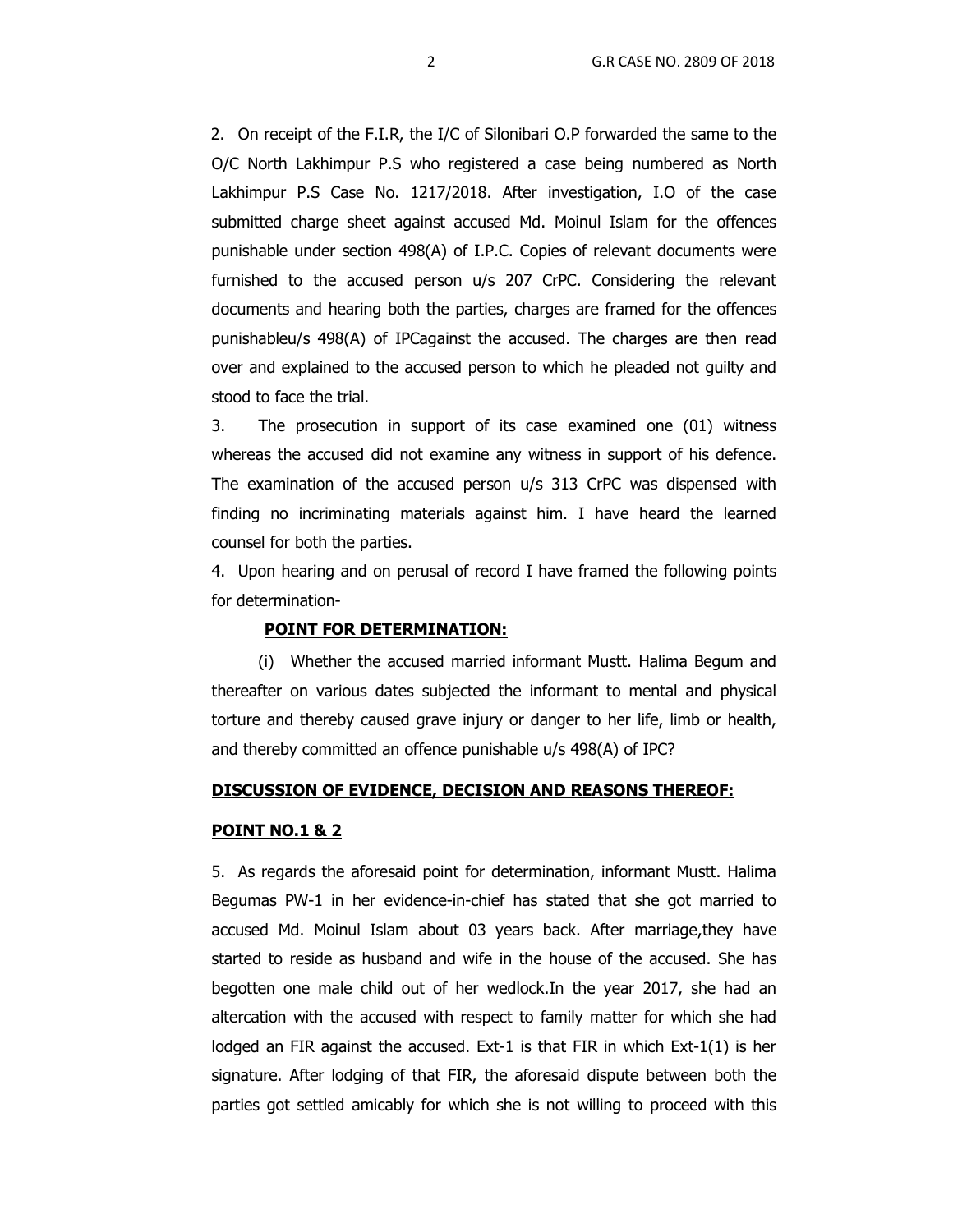2. On receipt of the F.I.R, the I/C of Silonibari O.P forwarded the same to the O/C North Lakhimpur P.S who registered a case being numbered as North Lakhimpur P.S Case No. 1217/2018. After investigation, I.O of the case submitted charge sheet against accused Md. Moinul Islam for the offences punishable under section 498(A) of I.P.C. Copies of relevant documents were furnished to the accused person u/s 207 CrPC. Considering the relevant documents and hearing both the parties, charges are framed for the offences punishableu/s 498(A) of IPCagainst the accused. The charges are then read over and explained to the accused person to which he pleaded not guilty and stood to face the trial.

3. The prosecution in support of its case examined one (01) witness whereas the accused did not examine any witness in support of his defence. The examination of the accused person u/s 313 CrPC was dispensed with finding no incriminating materials against him. I have heard the learned counsel for both the parties.

4. Upon hearing and on perusal of record I have framed the following points for determination-

**POINT FOR DETERMINATION:**

(i) Whether the accused married informant Mustt. Halima Begum and thereafter on various dates subjected the informant to mental and physical torture and thereby caused grave injury or danger to her life, limb or health, and thereby committed an offence punishable u/s 498(A) of IPC?

**DISCUSSION OF EVIDENCE, DECISION AND REASONS THEREOF:**

**POINT NO.1 & 2**

5. As regards the aforesaid point for determination, informant Mustt. Halima Begumas PW-1 in her evidence-in-chief has stated that she got married to accused Md. Moinul Islam about 03 years back. After marriage,they have started to reside as husband and wife in the house of the accused. She has begotten one male child out of her wedlock.In the year 2017, she had an altercation with the accused with respect to family matter for which she had lodged an FIR against the accused. Ext-1 is that FIR in which Ext-1(1) is her signature. After lodging of that FIR, the aforesaid dispute between both the parties got settled amicably for which she is not willing to proceed with this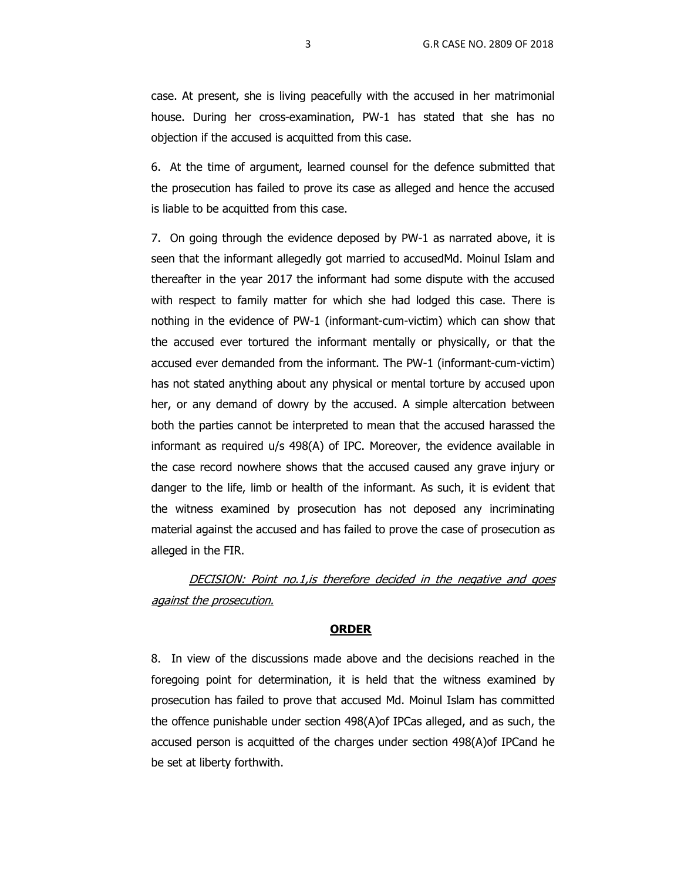case. At present, she is living peacefully with the accused in her matrimonial house. During her cross-examination, PW-1 has stated that she has no objection if the accused is acquitted from this case.

6. At the time of argument, learned counsel for the defence submitted that the prosecution has failed to prove its case as alleged and hence the accused is liable to be acquitted from this case.

7. On going through the evidence deposed by PW-1 as narrated above, it is seen that the informant allegedly got married to accusedMd. Moinul Islam and thereafter in the year 2017 the informant had some dispute with the accused with respect to family matter for which she had lodged this case. There is nothing in the evidence of PW-1 (informant-cum-victim) which can show that the accused ever tortured the informant mentally or physically, or that the accused ever demanded from the informant. The PW-1 (informant-cum-victim) has not stated anything about any physical or mental torture by accused upon her, or any demand of dowry by the accused. A simple altercation between both the parties cannot be interpreted to mean that the accused harassed the informant as required u/s 498(A) of IPC. Moreover, the evidence available in the case record nowhere shows that the accused caused any grave injury or danger to the life, limb or health of the informant. As such, it is evident that the witness examined by prosecution has not deposed any incriminating material against the accused and has failed to prove the case of prosecution as alleged in the FIR.

*DECISION: Point no.1,is therefore decided in the negative and goes against the prosecution.*

## ORDER

8. In view of the discussions made above and the decisions reached in the foregoing point for determination, it is held that the witness examined by prosecution has failed to prove that accused Md. Moinul Islam has committed the offence punishable under section 498(A)of IPCas alleged, and as such, the accused person is acquitted of the charges under section 498(A)of IPCand he be set at liberty forthwith.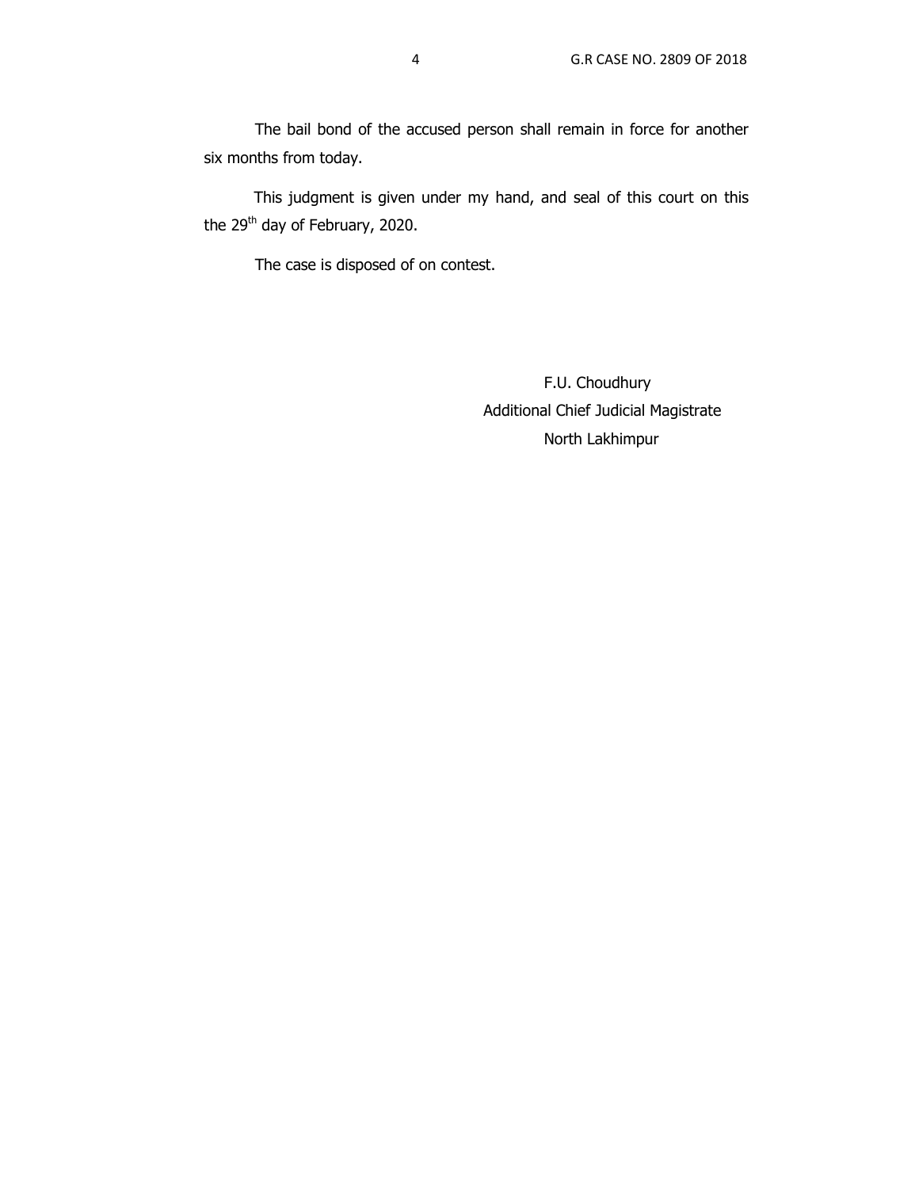The bail bond of the accused person shall remain in force for another six months from today.

This judgment is given under my hand, and seal of this court on this the 29th day of February, 2020.

The case is disposed of on contest.

F.U. Choudhury
Additional Chief Judicial Magistrate
North Lakhimpur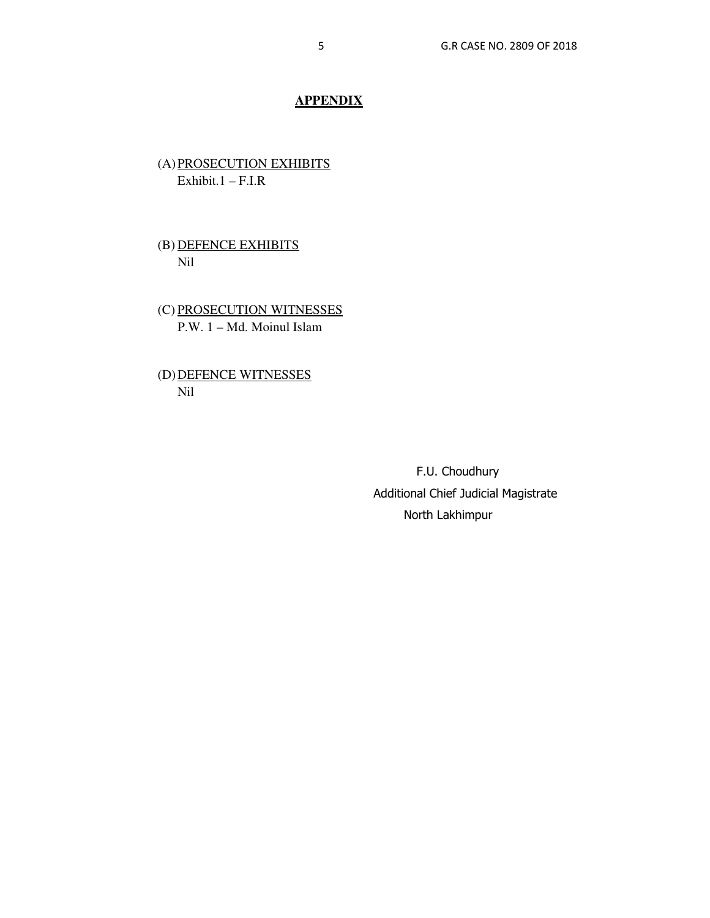## APPENDIX

(A) PROSECUTION EXHIBITS

Exhibit.1 – F.I.R

(B) DEFENCE EXHIBITS

Nil

(C) PROSECUTION WITNESSES

P.W. 1 – Md. Moinul Islam

(D) DEFENCE WITNESSES

Nil

F.U. Choudhury

Additional Chief Judicial Magistrate

North Lakhimpur